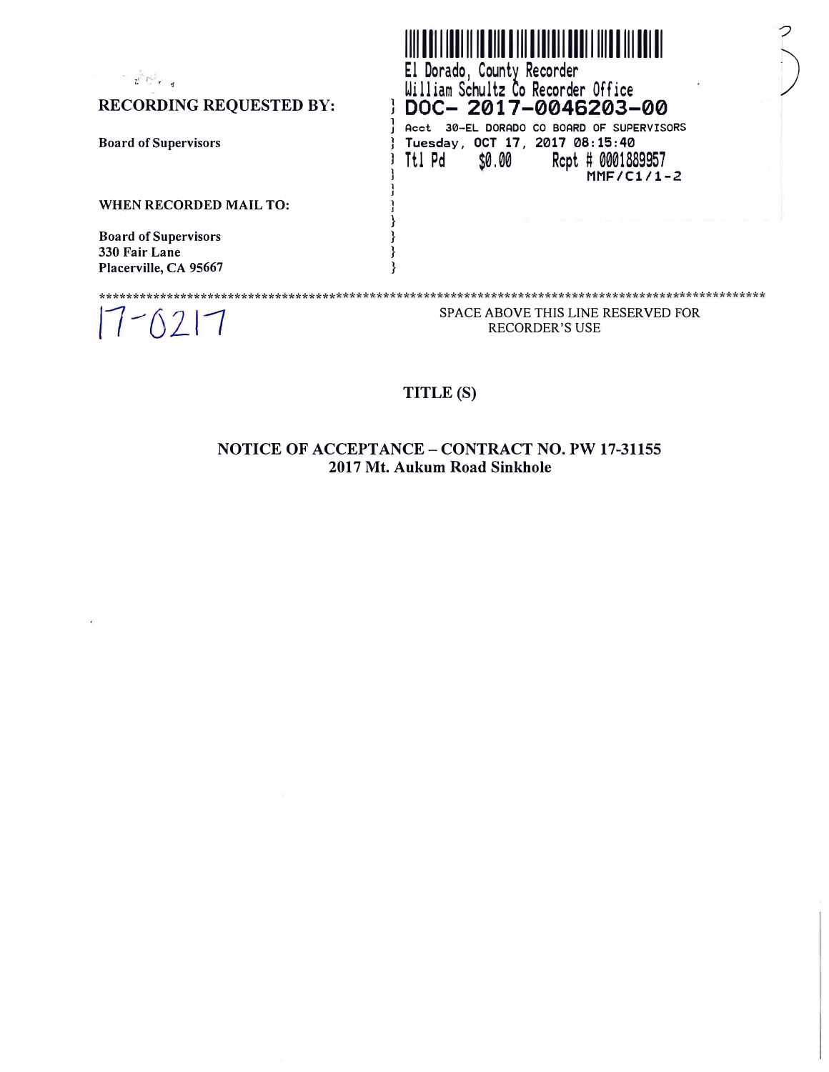RECORDING REQUESTED BY:

Board of Supervisors

WHEN RECORDED MAIL TO:

Board of Supervisors
330 Fair Lane
Placerville, CA 95667

El Dorado, County Recorder
William Schultz Co Recorder Office
**DOC- 2017-0046203-00**
Acct 30-EL DORADO CO BOARD OF SUPERVISORS
Tuesday, OCT 17, 2017 08:15:40
Ttl Pd $0.00 Rcpt # 0001889957
MMF/C1/1-2

17-0217

**********************************************************************************************************

SPACE ABOVE THIS LINE RESERVED FOR RECORDER'S USE

## TITLE (S)

## NOTICE OF ACCEPTANCE – CONTRACT NO. PW 17-31155
## 2017 Mt. Aukum Road Sinkhole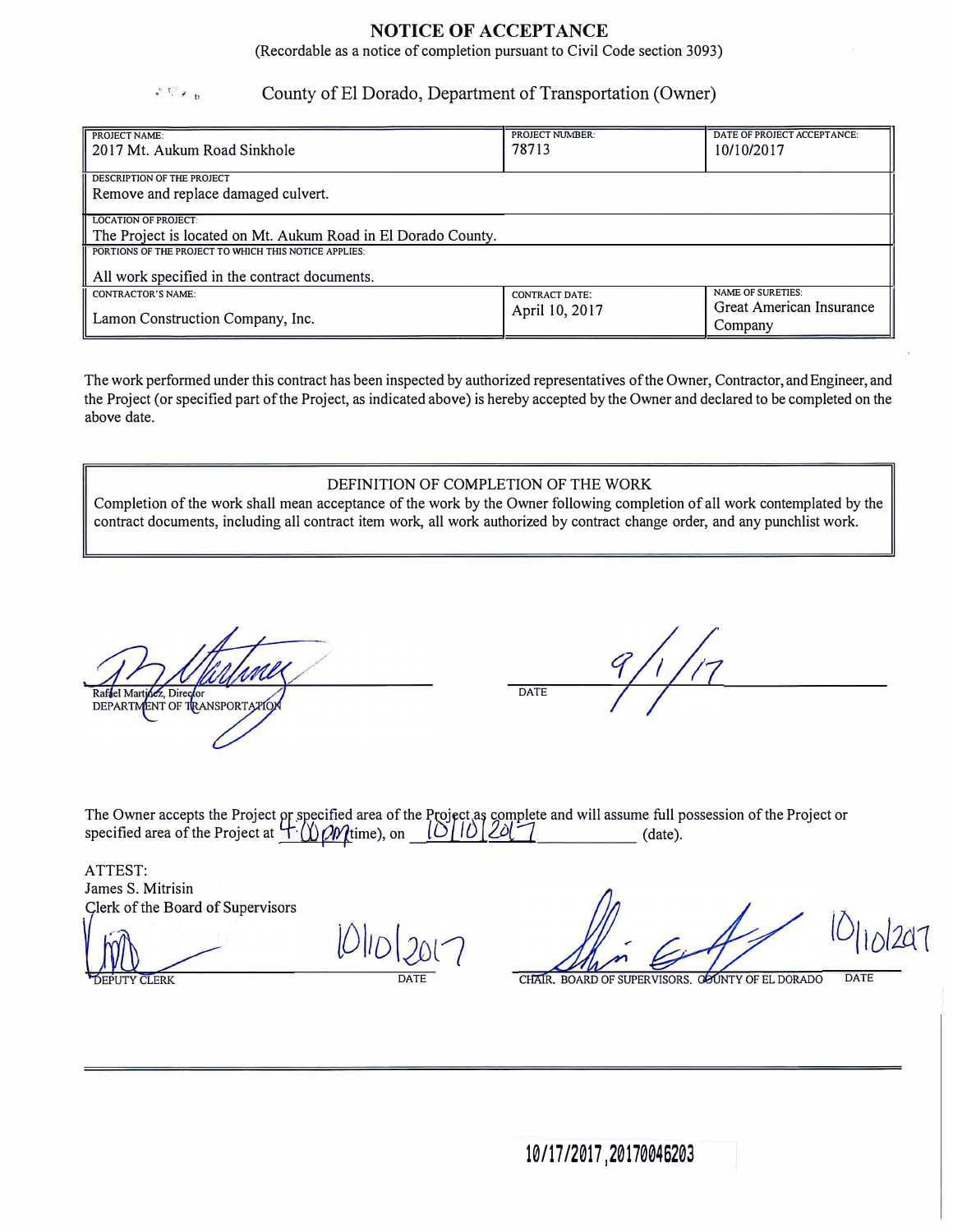# NOTICE OF ACCEPTANCE

(Recordable as a notice of completion pursuant to Civil Code section 3093)

County of El Dorado, Department of Transportation (Owner)

| | | |
|---|---|---|
| PROJECT NAME:<br>2017 Mt. Aukum Road Sinkhole | PROJECT NUMBER:<br>78713 | DATE OF PROJECT ACCEPTANCE:<br>10/10/2017 |
| DESCRIPTION OF THE PROJECT<br>Remove and replace damaged culvert. | | |
| LOCATION OF PROJECT:<br>The Project is located on Mt. Aukum Road in El Dorado County. | | |
| PORTIONS OF THE PROJECT TO WHICH THIS NOTICE APPLIES:<br>All work specified in the contract documents. | | |
| CONTRACTOR'S NAME:<br>Lamon Construction Company, Inc. | CONTRACT DATE:<br>April 10, 2017 | NAME OF SURETIES:<br>Great American Insurance Company |

The work performed under this contract has been inspected by authorized representatives of the Owner, Contractor, and Engineer, and the Project (or specified part of the Project, as indicated above) is hereby accepted by the Owner and declared to be completed on the above date.

**DEFINITION OF COMPLETION OF THE WORK**

Completion of the work shall mean acceptance of the work by the Owner following completion of all work contemplated by the contract documents, including all contract item work, all work authorized by contract change order, and any punchlist work.

Rafael Martinez, Director
DEPARTMENT OF TRANSPORTATION

DATE 9/1/17

The Owner accepts the Project or specified area of the Project as complete and will assume full possession of the Project or specified area of the Project at 4:00 pm (time), on 10/10/2017 (date).

ATTEST:
James S. Mitrisin
Clerk of the Board of Supervisors

DEPUTY CLERK — DATE 10/10/2017

CHAIR, BOARD OF SUPERVISORS, COUNTY OF EL DORADO — DATE 10/10/2017

10/17/2017,20170046203